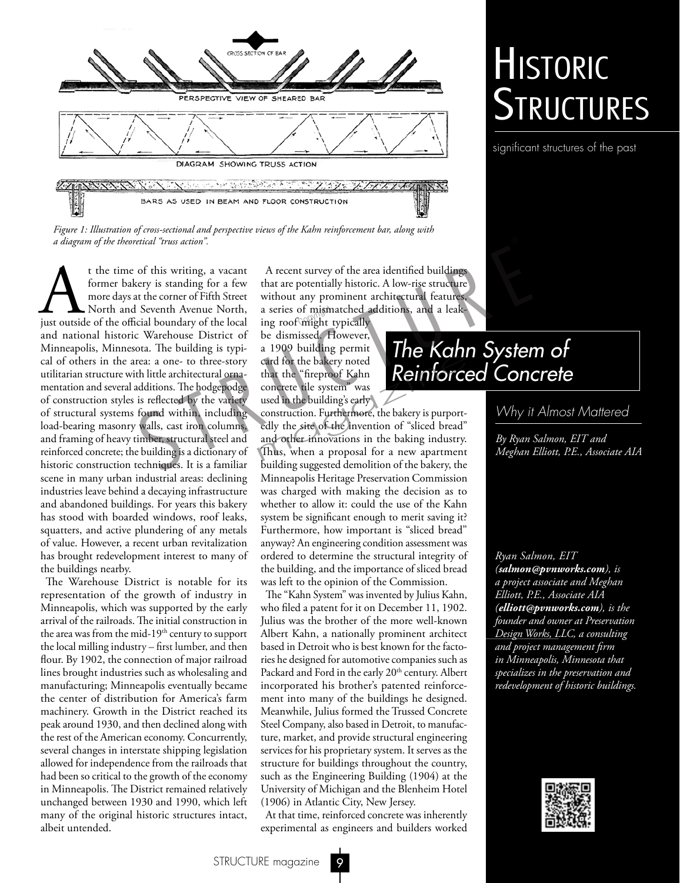# Historic Structures

significant structures of the past

## The Kahn System of Reinforced Concrete

### Why it Almost Mattered

*By Ryan Salmon, EIT and Meghan Elliott, P.E., Associate AIA*

Figure 1: Illustration of cross-sectional and perspective views of the Kahn reinforcement bar, along with a diagram of the theoretical "truss action".

At the time of this writing, a vacant former bakery is standing for a few more days at the corner of Fifth Street North and Seventh Avenue North, just outside of the official boundary of the local and national historic Warehouse District of Minneapolis, Minnesota. The building is typical of others in the area: a one- to three-story utilitarian structure with little architectural ornamentation and several additions. The hodgepodge of construction styles is reflected by the variety of structural systems found within, including load-bearing masonry walls, cast iron columns, and framing of heavy timber, structural steel and reinforced concrete; the building is a dictionary of historic construction techniques. It is a familiar scene in many urban industrial areas: declining industries leave behind a decaying infrastructure and abandoned buildings. For years this bakery has stood with boarded windows, roof leaks, squatters, and active plundering of any metals of value. However, a recent urban revitalization has brought redevelopment interest to many of the buildings nearby.

The Warehouse District is notable for its representation of the growth of industry in Minneapolis, which was supported by the early arrival of the railroads. The initial construction in the area was from the mid-19th century to support the local milling industry – first lumber, and then flour. By 1902, the connection of major railroad lines brought industries such as wholesaling and manufacturing; Minneapolis eventually became the center of distribution for America's farm machinery. Growth in the District reached its peak around 1930, and then declined along with the rest of the American economy. Concurrently, several changes in interstate shipping legislation allowed for independence from the railroads that had been so critical to the growth of the economy in Minneapolis. The District remained relatively unchanged between 1930 and 1990, which left many of the original historic structures intact, albeit untended.

A recent survey of the area identified buildings that are potentially historic. A low-rise structure without any prominent architectural features, a series of mismatched additions, and a leaking roof might typically be dismissed. However, a 1909 building permit card for the bakery noted that the "fireproof Kahn concrete tile system" was used in the building's early construction. Furthermore, the bakery is purportedly the site of the invention of "sliced bread" and other innovations in the baking industry. Thus, when a proposal for a new apartment building suggested demolition of the bakery, the Minneapolis Heritage Preservation Commission was charged with making the decision as to whether to allow it: could the use of the Kahn system be significant enough to merit saving it? Furthermore, how important is "sliced bread" anyway? An engineering condition assessment was ordered to determine the structural integrity of the building, and the importance of sliced bread was left to the opinion of the Commission.

The "Kahn System" was invented by Julius Kahn, who filed a patent for it on December 11, 1902. Julius was the brother of the more well-known Albert Kahn, a nationally prominent architect based in Detroit who is best known for the factories he designed for automotive companies such as Packard and Ford in the early 20th century. Albert incorporated his brother's patented reinforcement into many of the buildings he designed. Meanwhile, Julius formed the Trussed Concrete Steel Company, also based in Detroit, to manufacture, market, and provide structural engineering services for his proprietary system. It serves as the structure for buildings throughout the country, such as the Engineering Building (1904) at the University of Michigan and the Blenheim Hotel (1906) in Atlantic City, New Jersey.

At that time, reinforced concrete was inherently experimental as engineers and builders worked

*Ryan Salmon, EIT (**salmon@pvnworks.com**), is a project associate and Meghan Elliott, P.E., Associate AIA (**elliott@pvnworks.com**), is the founder and owner at Preservation Design Works, LLC, a consulting and project management firm in Minneapolis, Minnesota that specializes in the preservation and redevelopment of historic buildings.*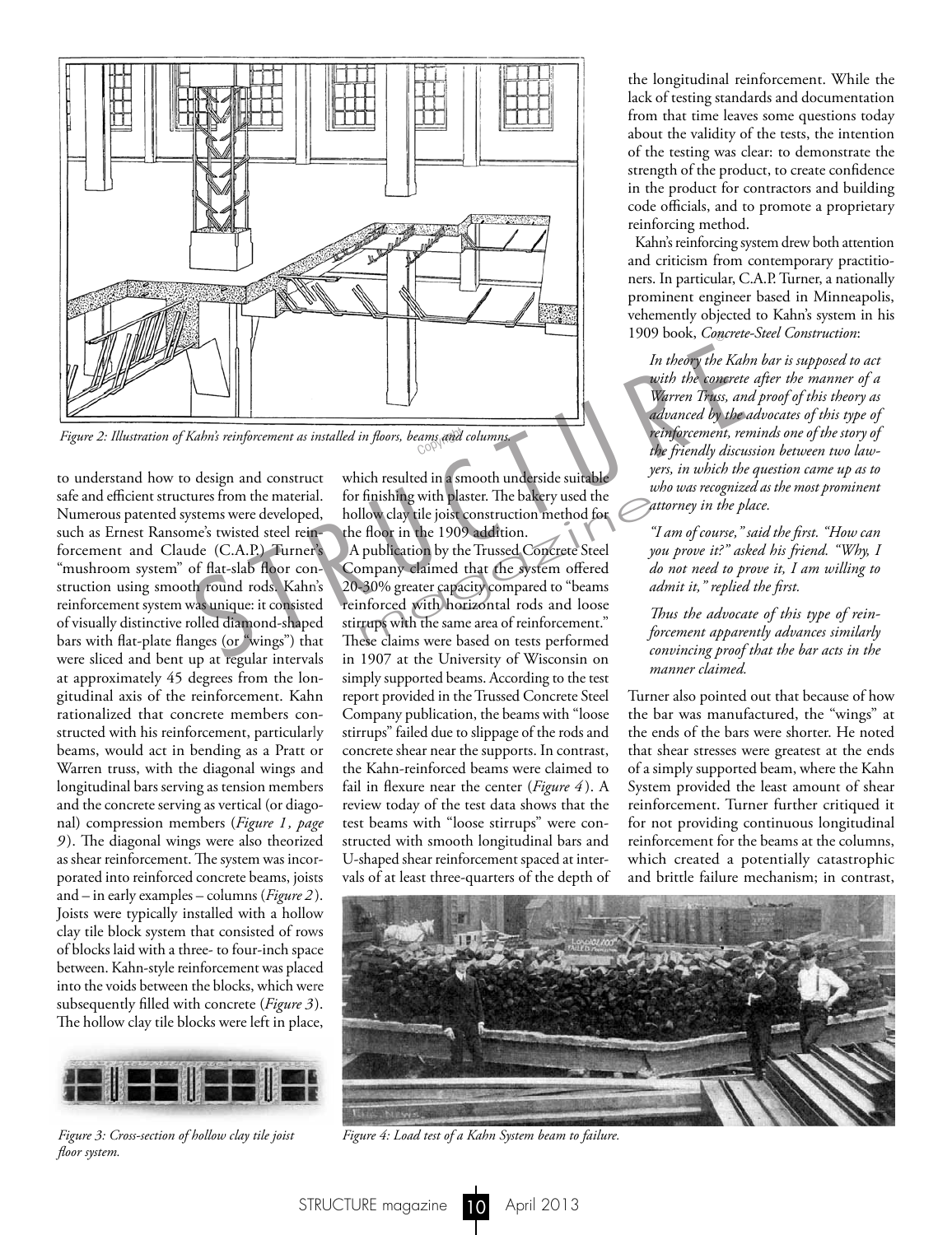*Figure 2: Illustration of Kahn's reinforcement as installed in floors, beams and columns.*

to understand how to design and construct safe and efficient structures from the material. Numerous patented systems were developed, such as Ernest Ransome's twisted steel reinforcement and Claude (C.A.P.) Turner's "mushroom system" of flat-slab floor construction using smooth round rods. Kahn's reinforcement system was unique: it consisted of visually distinctive rolled diamond-shaped bars with flat-plate flanges (or "wings") that were sliced and bent up at regular intervals at approximately 45 degrees from the longitudinal axis of the reinforcement. Kahn rationalized that concrete members constructed with his reinforcement, particularly beams, would act in bending as a Pratt or Warren truss, with the diagonal wings and longitudinal bars serving as tension members and the concrete serving as vertical (or diagonal) compression members (*Figure 1, page 9*). The diagonal wings were also theorized as shear reinforcement. The system was incorporated into reinforced concrete beams, joists and – in early examples – columns (*Figure 2*). Joists were typically installed with a hollow clay tile block system that consisted of rows of blocks laid with a three- to four-inch space between. Kahn-style reinforcement was placed into the voids between the blocks, which were subsequently filled with concrete (*Figure 3*). The hollow clay tile blocks were left in place, which resulted in a smooth underside suitable for finishing with plaster. The bakery used the hollow clay tile joist construction method for the floor in the 1909 addition.

A publication by the Trussed Concrete Steel Company claimed that the system offered 20-30% greater capacity compared to "beams reinforced with horizontal rods and loose stirrups with the same area of reinforcement." These claims were based on tests performed in 1907 at the University of Wisconsin on simply supported beams. According to the test report provided in the Trussed Concrete Steel Company publication, the beams with "loose stirrups" failed due to slippage of the rods and concrete shear near the supports. In contrast, the Kahn-reinforced beams were claimed to fail in flexure near the center (*Figure 4*). A review today of the test data shows that the test beams with "loose stirrups" were constructed with smooth longitudinal bars and U-shaped shear reinforcement spaced at intervals of at least three-quarters of the depth of the longitudinal reinforcement. While the lack of testing standards and documentation from that time leaves some questions today about the validity of the tests, the intention of the testing was clear: to demonstrate the strength of the product, to create confidence in the product for contractors and building code officials, and to promote a proprietary reinforcing method.

Kahn's reinforcing system drew both attention and criticism from contemporary practitioners. In particular, C.A.P. Turner, a nationally prominent engineer based in Minneapolis, vehemently objected to Kahn's system in his 1909 book, *Concrete-Steel Construction*:

> *In theory the Kahn bar is supposed to act with the concrete after the manner of a Warren Truss, and proof of this theory as advanced by the advocates of this type of reinforcement, reminds one of the story of the friendly discussion between two lawyers, in which the question came up as to who was recognized as the most prominent attorney in the place.*
>
> *"I am of course," said the first. "How can you prove it?" asked his friend. "Why, I do not need to prove it, I am willing to admit it," replied the first.*
>
> *Thus the advocate of this type of reinforcement apparently advances similarly convincing proof that the bar acts in the manner claimed.*

Turner also pointed out that because of how the bar was manufactured, the "wings" at the ends of the bars were shorter. He noted that shear stresses were greatest at the ends of a simply supported beam, where the Kahn System provided the least amount of shear reinforcement. Turner further critiqued it for not providing continuous longitudinal reinforcement for the beams at the columns, which created a potentially catastrophic and brittle failure mechanism; in contrast,

*Figure 3: Cross-section of hollow clay tile joist floor system.*

*Figure 4: Load test of a Kahn System beam to failure.*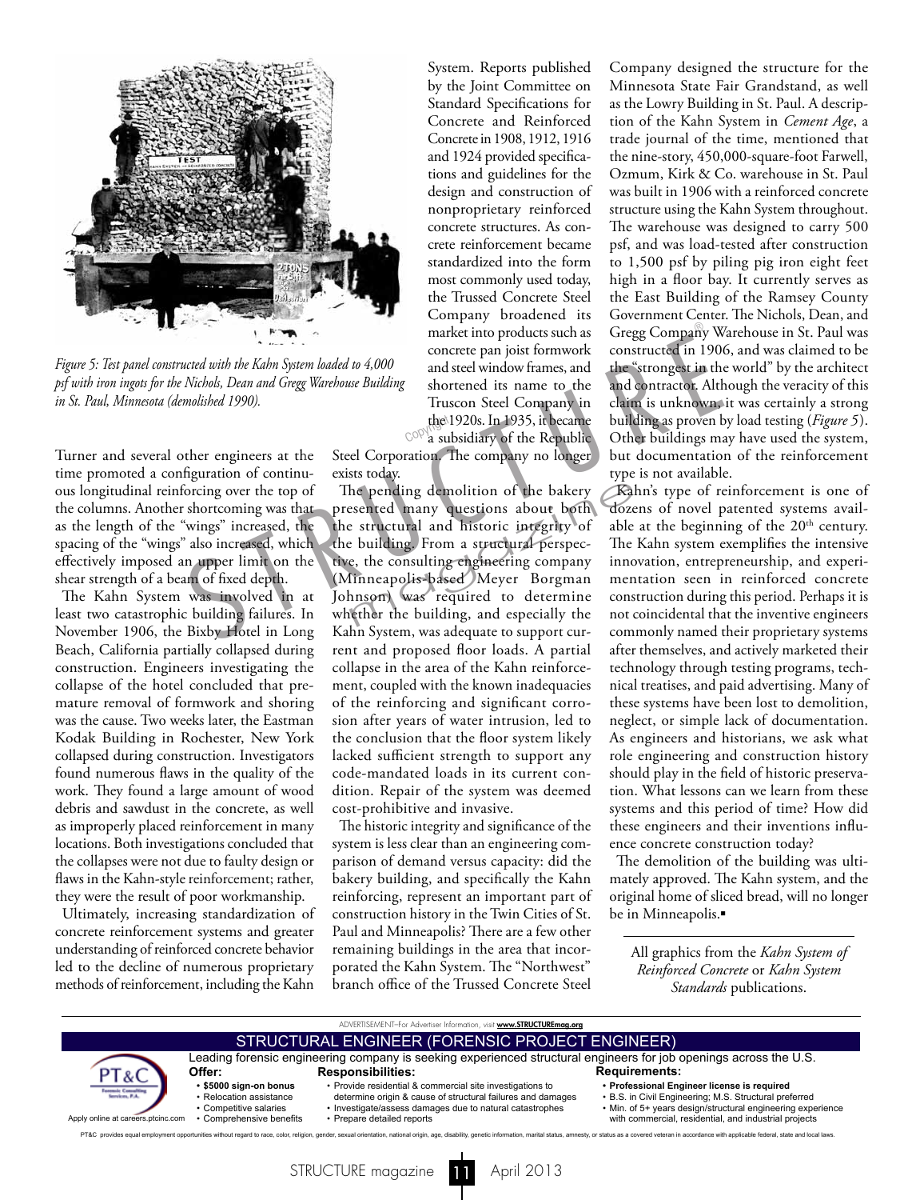*Figure 5: Test panel constructed with the Kahn System loaded to 4,000 psf with iron ingots for the Nichols, Dean and Gregg Warehouse Building in St. Paul, Minnesota (demolished 1990).*

Turner and several other engineers at the time promoted a configuration of continuous longitudinal reinforcing over the top of the columns. Another shortcoming was that as the length of the "wings" increased, the spacing of the "wings" also increased, which effectively imposed an upper limit on the shear strength of a beam of fixed depth.

The Kahn System was involved in at least two catastrophic building failures. In November 1906, the Bixby Hotel in Long Beach, California partially collapsed during construction. Engineers investigating the collapse of the hotel concluded that premature removal of formwork and shoring was the cause. Two weeks later, the Eastman Kodak Building in Rochester, New York collapsed during construction. Investigators found numerous flaws in the quality of the work. They found a large amount of wood debris and sawdust in the concrete, as well as improperly placed reinforcement in many locations. Both investigations concluded that the collapses were not due to faulty design or flaws in the Kahn-style reinforcement; rather, they were the result of poor workmanship.

Ultimately, increasing standardization of concrete reinforcement systems and greater understanding of reinforced concrete behavior led to the decline of numerous proprietary methods of reinforcement, including the Kahn System. Reports published by the Joint Committee on Standard Specifications for Concrete and Reinforced Concrete in 1908, 1912, 1916 and 1924 provided specifications and guidelines for the design and construction of nonproprietary reinforced concrete structures. As concrete reinforcement became standardized into the form most commonly used today, the Trussed Concrete Steel Company broadened its market into products such as concrete pan joist formwork and steel window frames, and shortened its name to the Truscon Steel Company in the 1920s. In 1935, it became a subsidiary of the Republic Steel Corporation. The company no longer exists today.

The pending demolition of the bakery presented many questions about both the structural and historic integrity of the building. From a structural perspective, the consulting engineering company (Minneapolis-based Meyer Borgman Johnson) was required to determine whether the building, and especially the Kahn System, was adequate to support current and proposed floor loads. A partial collapse in the area of the Kahn reinforcement, coupled with the known inadequacies of the reinforcing and significant corrosion after years of water intrusion, led to the conclusion that the floor system likely lacked sufficient strength to support any code-mandated loads in its current condition. Repair of the system was deemed cost-prohibitive and invasive.

The historic integrity and significance of the system is less clear than an engineering comparison of demand versus capacity: did the bakery building, and specifically the Kahn reinforcing, represent an important part of construction history in the Twin Cities of St. Paul and Minneapolis? There are a few other remaining buildings in the area that incorporated the Kahn System. The "Northwest" branch office of the Trussed Concrete Steel Company designed the structure for the Minnesota State Fair Grandstand, as well as the Lowry Building in St. Paul. A description of the Kahn System in *Cement Age*, a trade journal of the time, mentioned that the nine-story, 450,000-square-foot Farwell, Ozmum, Kirk & Co. warehouse in St. Paul was built in 1906 with a reinforced concrete structure using the Kahn System throughout. The warehouse was designed to carry 500 psf, and was load-tested after construction to 1,500 psf by piling pig iron eight feet high in a floor bay. It currently serves as the East Building of the Ramsey County Government Center. The Nichols, Dean, and Gregg Company Warehouse in St. Paul was constructed in 1906, and was claimed to be the "strongest in the world" by the architect and contractor. Although the veracity of this claim is unknown, it was certainly a strong building as proven by load testing (*Figure 5*). Other buildings may have used the system, but documentation of the reinforcement type is not available.

Kahn's type of reinforcement is one of dozens of novel patented systems available at the beginning of the 20th century. The Kahn system exemplifies the intensive innovation, entrepreneurship, and experimentation seen in reinforced concrete construction during this period. Perhaps it is not coincidental that the inventive engineers commonly named their proprietary systems after themselves, and actively marketed their technology through testing programs, technical treatises, and paid advertising. Many of these systems have been lost to demolition, neglect, or simple lack of documentation. As engineers and historians, we ask what role engineering and construction history should play in the field of historic preservation. What lessons can we learn from these systems and this period of time? How did these engineers and their inventions influence concrete construction today?

The demolition of the building was ultimately approved. The Kahn system, and the original home of sliced bread, will no longer be in Minneapolis.▪

All graphics from the *Kahn System of Reinforced Concrete* or *Kahn System Standards* publications.

---

ADVERTISEMENT–For Advertiser Information, visit **www.STRUCTUREmag.org**

## STRUCTURAL ENGINEER (FORENSIC PROJECT ENGINEER)

Leading forensic engineering company is seeking experienced structural engineers for job openings across the U.S.

PT&C Forensic Consulting Services, P.A.

Apply online at careers.ptcinc.com

**Offer:**
- **$5000 sign-on bonus**
- Relocation assistance
- Competitive salaries
- Comprehensive benefits

**Responsibilities:**
- Provide residential & commercial site investigations to determine origin & cause of structural failures and damages
- Investigate/assess damages due to natural catastrophes
- Prepare detailed reports

**Requirements:**
- **Professional Engineer license is required**
- B.S. in Civil Engineering; M.S. Structural preferred
- Min. of 5+ years design/structural engineering experience with commercial, residential, and industrial projects

PT&C provides equal employment opportunities without regard to race, color, religion, gender, sexual orientation, national origin, age, disability, genetic information, marital status, amnesty, or status as a covered veteran in accordance with applicable federal, state and local laws.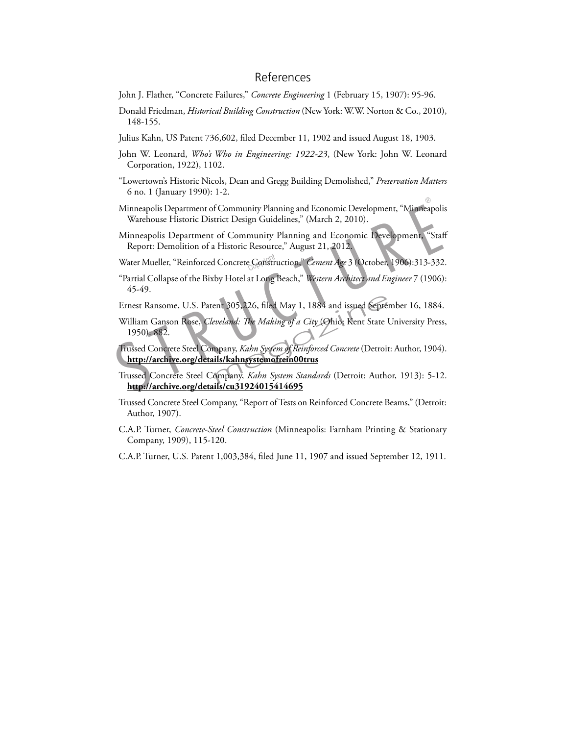## References

John J. Flather, "Concrete Failures," *Concrete Engineering* 1 (February 15, 1907): 95-96.

Donald Friedman, *Historical Building Construction* (New York: W.W. Norton & Co., 2010), 148-155.

Julius Kahn, US Patent 736,602, filed December 11, 1902 and issued August 18, 1903.

John W. Leonard, *Who's Who in Engineering: 1922-23*, (New York: John W. Leonard Corporation, 1922), 1102.

"Lowertown's Historic Nicols, Dean and Gregg Building Demolished," *Preservation Matters* 6 no. 1 (January 1990): 1-2.

Minneapolis Department of Community Planning and Economic Development, "Minneapolis Warehouse Historic District Design Guidelines," (March 2, 2010).

Minneapolis Department of Community Planning and Economic Development, "Staff Report: Demolition of a Historic Resource," August 21, 2012.

Water Mueller, "Reinforced Concrete Construction," *Cement Age* 3 (October, 1906):313-332.

"Partial Collapse of the Bixby Hotel at Long Beach," *Western Architect and Engineer* 7 (1906): 45-49.

Ernest Ransome, U.S. Patent 305,226, filed May 1, 1884 and issued September 16, 1884.

William Ganson Rose, *Cleveland: The Making of a City* (Ohio: Kent State University Press, 1950): 882.

Trussed Concrete Steel Company, *Kahn System of Reinforced Concrete* (Detroit: Author, 1904). **http://archive.org/details/kahnsystemofrein00trus**

Trussed Concrete Steel Company, *Kahn System Standards* (Detroit: Author, 1913): 5-12. **http://archive.org/details/cu31924015414695**

Trussed Concrete Steel Company, "Report of Tests on Reinforced Concrete Beams," (Detroit: Author, 1907).

C.A.P. Turner, *Concrete-Steel Construction* (Minneapolis: Farnham Printing & Stationary Company, 1909), 115-120.

C.A.P. Turner, U.S. Patent 1,003,384, filed June 11, 1907 and issued September 12, 1911.